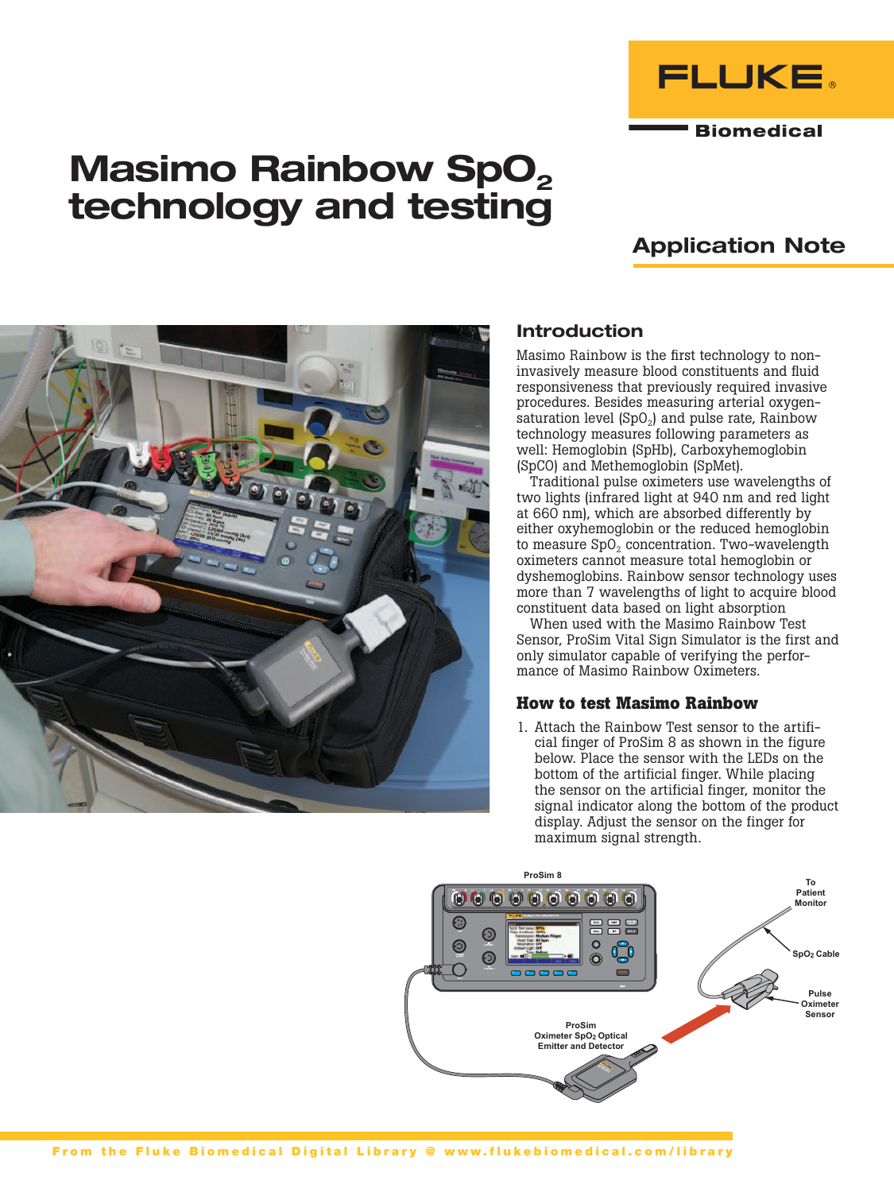# Masimo Rainbow $SpO_2$ technology and testing

## Application Note

### Introduction

Masimo Rainbow is the first technology to non-invasively measure blood constituents and fluid responsiveness that previously required invasive procedures. Besides measuring arterial oxygen-saturation level ($SpO_2$) and pulse rate, Rainbow technology measures following parameters as well: Hemoglobin (SpHb), Carboxyhemoglobin (SpCO) and Methemoglobin (SpMet).

Traditional pulse oximeters use wavelengths of two lights (infrared light at 940 nm and red light at 660 nm), which are absorbed differently by either oxyhemoglobin or the reduced hemoglobin to measure $SpO_2$ concentration. Two-wavelength oximeters cannot measure total hemoglobin or dyshemoglobins. Rainbow sensor technology uses more than 7 wavelengths of light to acquire blood constituent data based on light absorption

When used with the Masimo Rainbow Test Sensor, ProSim Vital Sign Simulator is the first and only simulator capable of verifying the performance of Masimo Rainbow Oximeters.

### How to test Masimo Rainbow

1. Attach the Rainbow Test sensor to the artificial finger of ProSim 8 as shown in the figure below. Place the sensor with the LEDs on the bottom of the artificial finger. While placing the sensor on the artificial finger, monitor the signal indicator along the bottom of the product display. Adjust the sensor on the finger for maximum signal strength.

ProSim 8 — ProSim Oximeter $SpO_2$ Optical Emitter and Detector — Pulse Oximeter Sensor — $SpO_2$ Cable — To Patient Monitor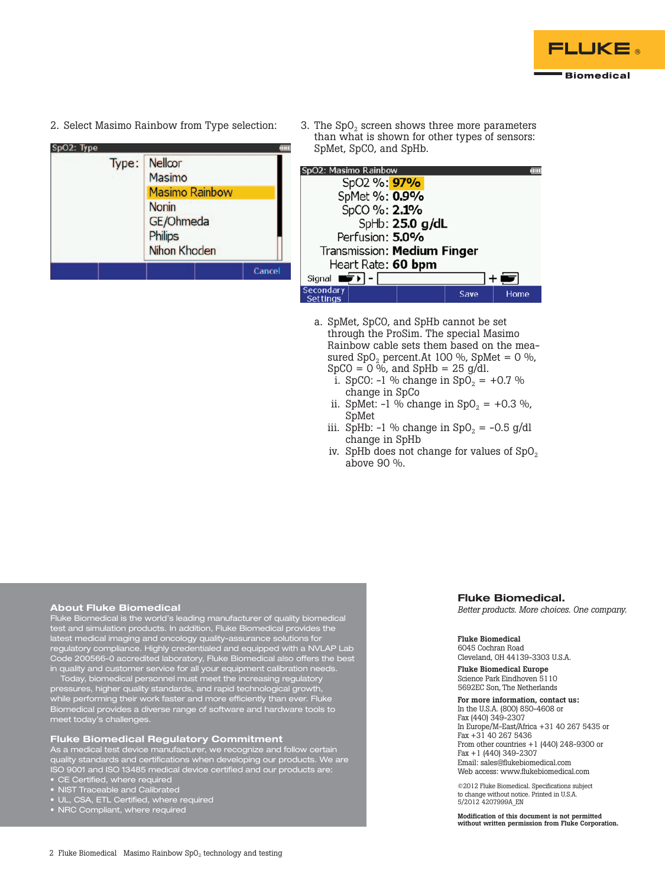2. Select Masimo Rainbow from Type selection:

SpO2: Type

Type: Nellcor
Masimo
Masimo Rainbow
Nonin
GE/Ohmeda
Philips
Nihon Khoden

Cancel

3. The $SpO_2$ screen shows three more parameters than what is shown for other types of sensors: SpMet, SpCO, and SpHb.

SpO2: Masimo Rainbow

SpO2 %: **97%**
SpMet %: **0.9%**
SpCO %: **2.1%**
SpHb: **25.0 g/dL**
Perfusion: **5.0%**
Transmission: **Medium Finger**
Heart Rate: **60 bpm**
Signal - +

Secondary Settings | Save | Home

a. SpMet, SpCO, and SpHb cannot be set through the ProSim. The special Masimo Rainbow cable sets them based on the measured $SpO_2$ percent.At 100 %, SpMet = 0 %, SpCO = 0 %, and SpHb = 25 g/dl.
   i. SpCO: -1 % change in $SpO_2$ = +0.7 % change in SpCo
   ii. SpMet: -1 % change in $SpO_2$ = +0.3 %, SpMet
   iii. SpHb: -1 % change in $SpO_2$ = -0.5 g/dl change in SpHb
   iv. SpHb does not change for values of $SpO_2$ above 90 %.

## About Fluke Biomedical

Fluke Biomedical is the world's leading manufacturer of quality biomedical test and simulation products. In addition, Fluke Biomedical provides the latest medical imaging and oncology quality-assurance solutions for regulatory compliance. Highly credentialed and equipped with a NVLAP Lab Code 200566-0 accredited laboratory, Fluke Biomedical also offers the best in quality and customer service for all your equipment calibration needs.

Today, biomedical personnel must meet the increasing regulatory pressures, higher quality standards, and rapid technological growth, while performing their work faster and more efficiently than ever. Fluke Biomedical provides a diverse range of software and hardware tools to meet today's challenges.

## Fluke Biomedical Regulatory Commitment

As a medical test device manufacturer, we recognize and follow certain quality standards and certifications when developing our products. We are ISO 9001 and ISO 13485 medical device certified and our products are:

- CE Certified, where required
- NIST Traceable and Calibrated
- UL, CSA, ETL Certified, where required
- NRC Compliant, where required

## Fluke Biomedical.

*Better products. More choices. One company.*

**Fluke Biomedical**
6045 Cochran Road
Cleveland, OH 44139-3303 U.S.A.

**Fluke Biomedical Europe**
Science Park Eindhoven 5110
5692EC Son, The Netherlands

**For more information, contact us:**
In the U.S.A. (800) 850-4608 or
Fax (440) 349-2307
In Europe/M-East/Africa +31 40 267 5435 or
Fax +31 40 267 5436
From other countries +1 (440) 248-9300 or
Fax +1 (440) 349-2307
Email: sales@flukebiomedical.com
Web access: www.flukebiomedical.com

©2012 Fluke Biomedical. Specifications subject to change without notice. Printed in U.S.A.
5/2012 4207999A_EN

**Modification of this document is not permitted without written permission from Fluke Corporation.**